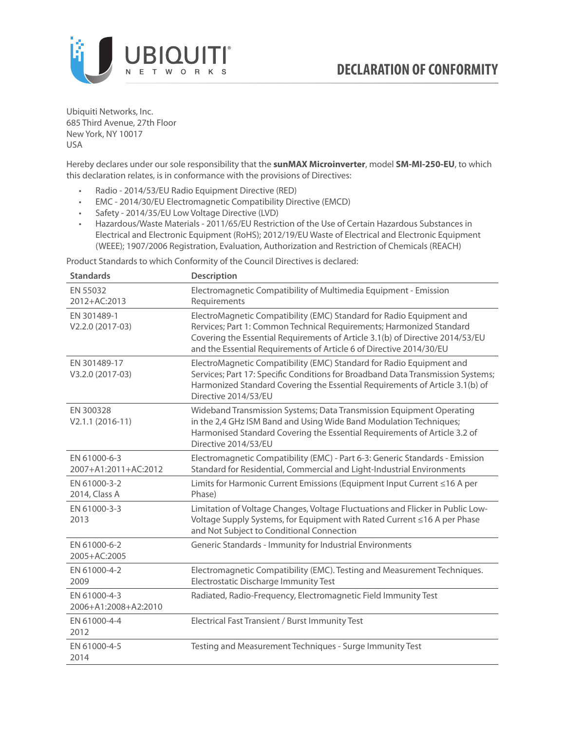# DECLARATION OF CONFORMITY

Ubiquiti Networks, Inc.
685 Third Avenue, 27th Floor
New York, NY 10017
USA

Hereby declares under our sole responsibility that the **sunMAX Microinverter**, model **SM-MI-250-EU**, to which this declaration relates, is in conformance with the provisions of Directives:

- Radio - 2014/53/EU Radio Equipment Directive (RED)
- EMC - 2014/30/EU Electromagnetic Compatibility Directive (EMCD)
- Safety - 2014/35/EU Low Voltage Directive (LVD)
- Hazardous/Waste Materials - 2011/65/EU Restriction of the Use of Certain Hazardous Substances in Electrical and Electronic Equipment (RoHS); 2012/19/EU Waste of Electrical and Electronic Equipment (WEEE); 1907/2006 Registration, Evaluation, Authorization and Restriction of Chemicals (REACH)

Product Standards to which Conformity of the Council Directives is declared:

| Standards | Description |
|---|---|
| EN 55032<br>2012+AC:2013 | Electromagnetic Compatibility of Multimedia Equipment - Emission Requirements |
| EN 301489-1<br>V2.2.0 (2017-03) | ElectroMagnetic Compatibility (EMC) Standard for Radio Equipment and Rervices; Part 1: Common Technical Requirements; Harmonized Standard Covering the Essential Requirements of Article 3.1(b) of Directive 2014/53/EU and the Essential Requirements of Article 6 of Directive 2014/30/EU |
| EN 301489-17<br>V3.2.0 (2017-03) | ElectroMagnetic Compatibility (EMC) Standard for Radio Equipment and Services; Part 17: Specific Conditions for Broadband Data Transmission Systems; Harmonized Standard Covering the Essential Requirements of Article 3.1(b) of Directive 2014/53/EU |
| EN 300328<br>V2.1.1 (2016-11) | Wideband Transmission Systems; Data Transmission Equipment Operating in the 2,4 GHz ISM Band and Using Wide Band Modulation Techniques; Harmonised Standard Covering the Essential Requirements of Article 3.2 of Directive 2014/53/EU |
| EN 61000-6-3<br>2007+A1:2011+AC:2012 | Electromagnetic Compatibility (EMC) - Part 6-3: Generic Standards - Emission Standard for Residential, Commercial and Light-Industrial Environments |
| EN 61000-3-2<br>2014, Class A | Limits for Harmonic Current Emissions (Equipment Input Current ≤16 A per Phase) |
| EN 61000-3-3<br>2013 | Limitation of Voltage Changes, Voltage Fluctuations and Flicker in Public Low-Voltage Supply Systems, for Equipment with Rated Current ≤16 A per Phase and Not Subject to Conditional Connection |
| EN 61000-6-2<br>2005+AC:2005 | Generic Standards - Immunity for Industrial Environments |
| EN 61000-4-2<br>2009 | Electromagnetic Compatibility (EMC). Testing and Measurement Techniques. Electrostatic Discharge Immunity Test |
| EN 61000-4-3<br>2006+A1:2008+A2:2010 | Radiated, Radio-Frequency, Electromagnetic Field Immunity Test |
| EN 61000-4-4<br>2012 | Electrical Fast Transient / Burst Immunity Test |
| EN 61000-4-5<br>2014 | Testing and Measurement Techniques - Surge Immunity Test |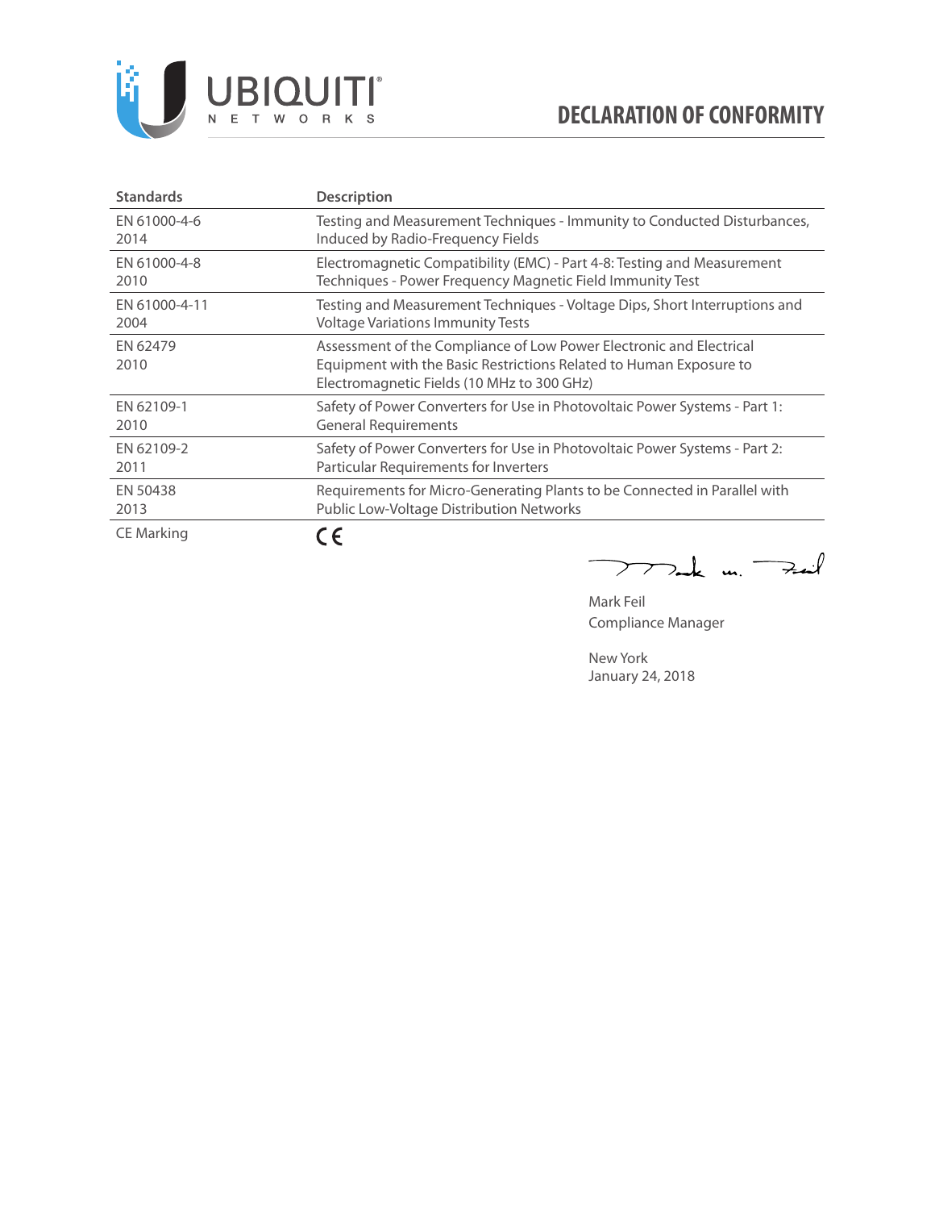# DECLARATION OF CONFORMITY

| Standards | Description |
| --- | --- |
| EN 61000-4-6 2014 | Testing and Measurement Techniques - Immunity to Conducted Disturbances, Induced by Radio-Frequency Fields |
| EN 61000-4-8 2010 | Electromagnetic Compatibility (EMC) - Part 4-8: Testing and Measurement Techniques - Power Frequency Magnetic Field Immunity Test |
| EN 61000-4-11 2004 | Testing and Measurement Techniques - Voltage Dips, Short Interruptions and Voltage Variations Immunity Tests |
| EN 62479 2010 | Assessment of the Compliance of Low Power Electronic and Electrical Equipment with the Basic Restrictions Related to Human Exposure to Electromagnetic Fields (10 MHz to 300 GHz) |
| EN 62109-1 2010 | Safety of Power Converters for Use in Photovoltaic Power Systems - Part 1: General Requirements |
| EN 62109-2 2011 | Safety of Power Converters for Use in Photovoltaic Power Systems - Part 2: Particular Requirements for Inverters |
| EN 50438 2013 | Requirements for Micro-Generating Plants to be Connected in Parallel with Public Low-Voltage Distribution Networks |
| CE Marking | CE |

Mark Feil
Compliance Manager

New York
January 24, 2018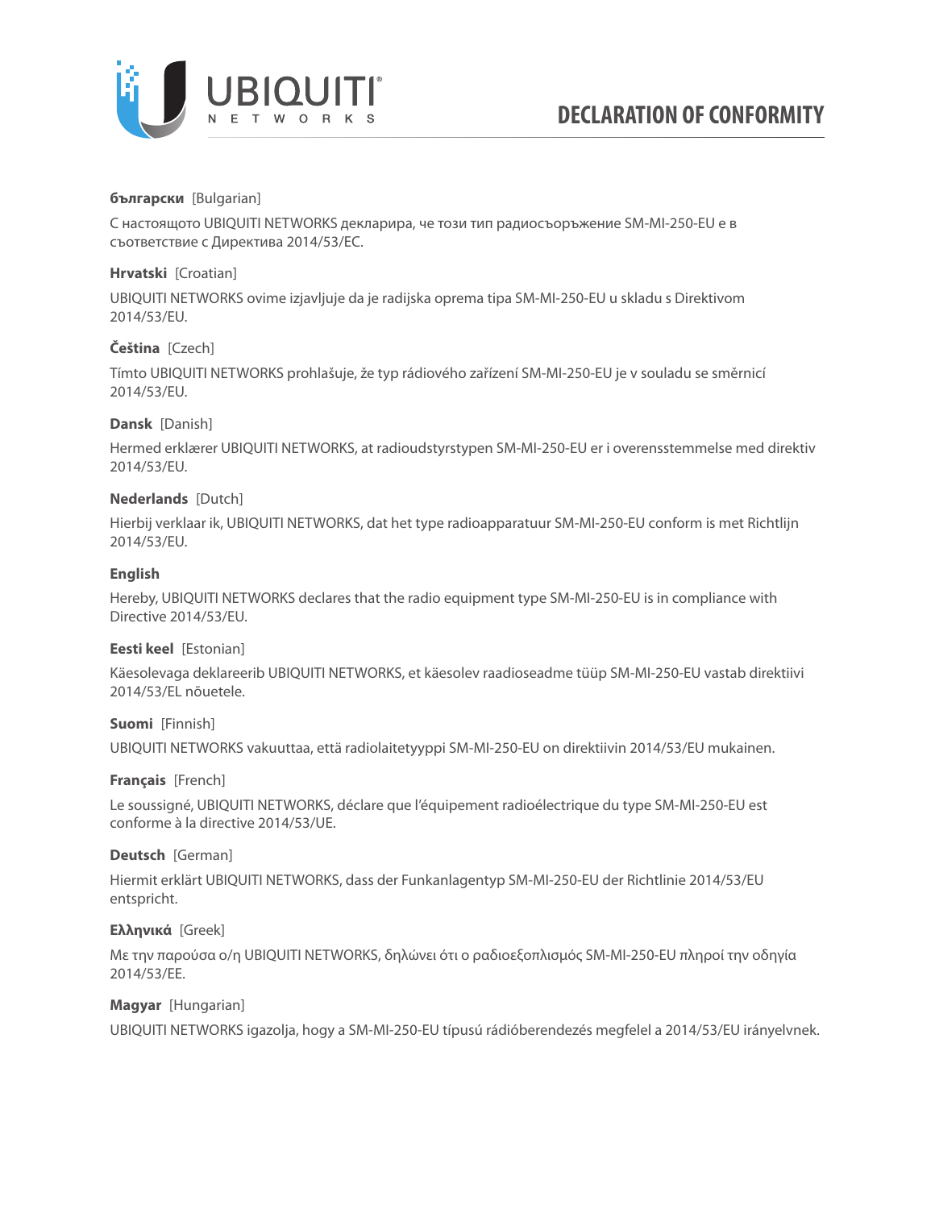# DECLARATION OF CONFORMITY

**български** [Bulgarian]

С настоящото UBIQUITI NETWORKS декларира, че този тип радиосъоръжение SM-MI-250-EU е в съответствие с Директива 2014/53/ЕС.

**Hrvatski** [Croatian]

UBIQUITI NETWORKS ovime izjavljuje da je radijska oprema tipa SM-MI-250-EU u skladu s Direktivom 2014/53/EU.

**Čeština** [Czech]

Tímto UBIQUITI NETWORKS prohlašuje, že typ rádiového zařízení SM-MI-250-EU je v souladu se směrnicí 2014/53/EU.

**Dansk** [Danish]

Hermed erklærer UBIQUITI NETWORKS, at radioudstyrstypen SM-MI-250-EU er i overensstemmelse med direktiv 2014/53/EU.

**Nederlands** [Dutch]

Hierbij verklaar ik, UBIQUITI NETWORKS, dat het type radioapparatuur SM-MI-250-EU conform is met Richtlijn 2014/53/EU.

**English**

Hereby, UBIQUITI NETWORKS declares that the radio equipment type SM-MI-250-EU is in compliance with Directive 2014/53/EU.

**Eesti keel** [Estonian]

Käesolevaga deklareerib UBIQUITI NETWORKS, et käesolev raadioseadme tüüp SM-MI-250-EU vastab direktiivi 2014/53/EL nõuetele.

**Suomi** [Finnish]

UBIQUITI NETWORKS vakuuttaa, että radiolaitetyyppi SM-MI-250-EU on direktiivin 2014/53/EU mukainen.

**Français** [French]

Le soussigné, UBIQUITI NETWORKS, déclare que l'équipement radioélectrique du type SM-MI-250-EU est conforme à la directive 2014/53/UE.

**Deutsch** [German]

Hiermit erklärt UBIQUITI NETWORKS, dass der Funkanlagentyp SM-MI-250-EU der Richtlinie 2014/53/EU entspricht.

**Ελληνικά** [Greek]

Με την παρούσα ο/η UBIQUITI NETWORKS, δηλώνει ότι ο ραδιοεξοπλισμός SM-MI-250-EU πληροί την οδηγία 2014/53/EE.

**Magyar** [Hungarian]

UBIQUITI NETWORKS igazolja, hogy a SM-MI-250-EU típusú rádióberendezés megfelel a 2014/53/EU irányelvnek.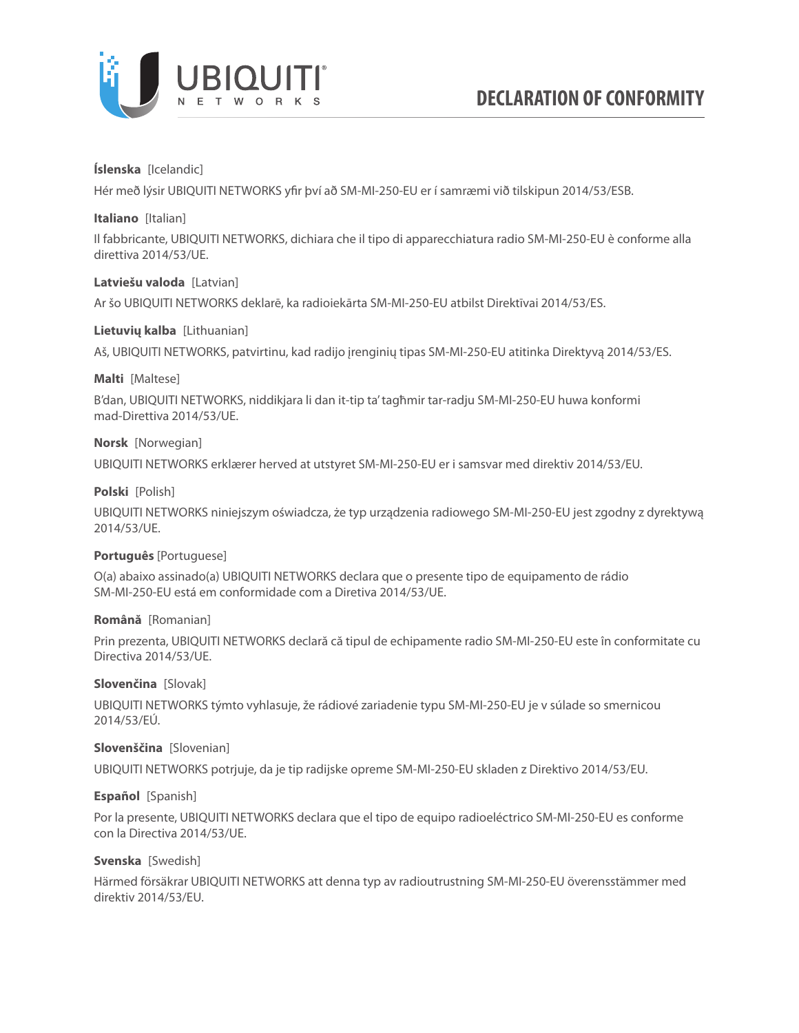# DECLARATION OF CONFORMITY

**Íslenska** [Icelandic]

Hér með lýsir UBIQUITI NETWORKS yfir því að SM-MI-250-EU er í samræmi við tilskipun 2014/53/ESB.

**Italiano** [Italian]

Il fabbricante, UBIQUITI NETWORKS, dichiara che il tipo di apparecchiatura radio SM-MI-250-EU è conforme alla direttiva 2014/53/UE.

**Latviešu valoda** [Latvian]

Ar šo UBIQUITI NETWORKS deklarē, ka radioiekārta SM-MI-250-EU atbilst Direktīvai 2014/53/ES.

**Lietuvių kalba** [Lithuanian]

Aš, UBIQUITI NETWORKS, patvirtinu, kad radijo įrenginių tipas SM-MI-250-EU atitinka Direktyvą 2014/53/ES.

**Malti** [Maltese]

B'dan, UBIQUITI NETWORKS, niddikjara li dan it-tip ta' tagħmir tar-radju SM-MI-250-EU huwa konformi mad-Direttiva 2014/53/UE.

**Norsk** [Norwegian]

UBIQUITI NETWORKS erklærer herved at utstyret SM-MI-250-EU er i samsvar med direktiv 2014/53/EU.

**Polski** [Polish]

UBIQUITI NETWORKS niniejszym oświadcza, że typ urządzenia radiowego SM-MI-250-EU jest zgodny z dyrektywą 2014/53/UE.

**Português** [Portuguese]

O(a) abaixo assinado(a) UBIQUITI NETWORKS declara que o presente tipo de equipamento de rádio SM-MI-250-EU está em conformidade com a Diretiva 2014/53/UE.

**Română** [Romanian]

Prin prezenta, UBIQUITI NETWORKS declară că tipul de echipamente radio SM-MI-250-EU este în conformitate cu Directiva 2014/53/UE.

**Slovenčina** [Slovak]

UBIQUITI NETWORKS týmto vyhlasuje, že rádiové zariadenie typu SM-MI-250-EU je v súlade so smernicou 2014/53/EÚ.

**Slovenščina** [Slovenian]

UBIQUITI NETWORKS potrjuje, da je tip radijske opreme SM-MI-250-EU skladen z Direktivo 2014/53/EU.

**Español** [Spanish]

Por la presente, UBIQUITI NETWORKS declara que el tipo de equipo radioeléctrico SM-MI-250-EU es conforme con la Directiva 2014/53/UE.

**Svenska** [Swedish]

Härmed försäkrar UBIQUITI NETWORKS att denna typ av radioutrustning SM-MI-250-EU överensstämmer med direktiv 2014/53/EU.